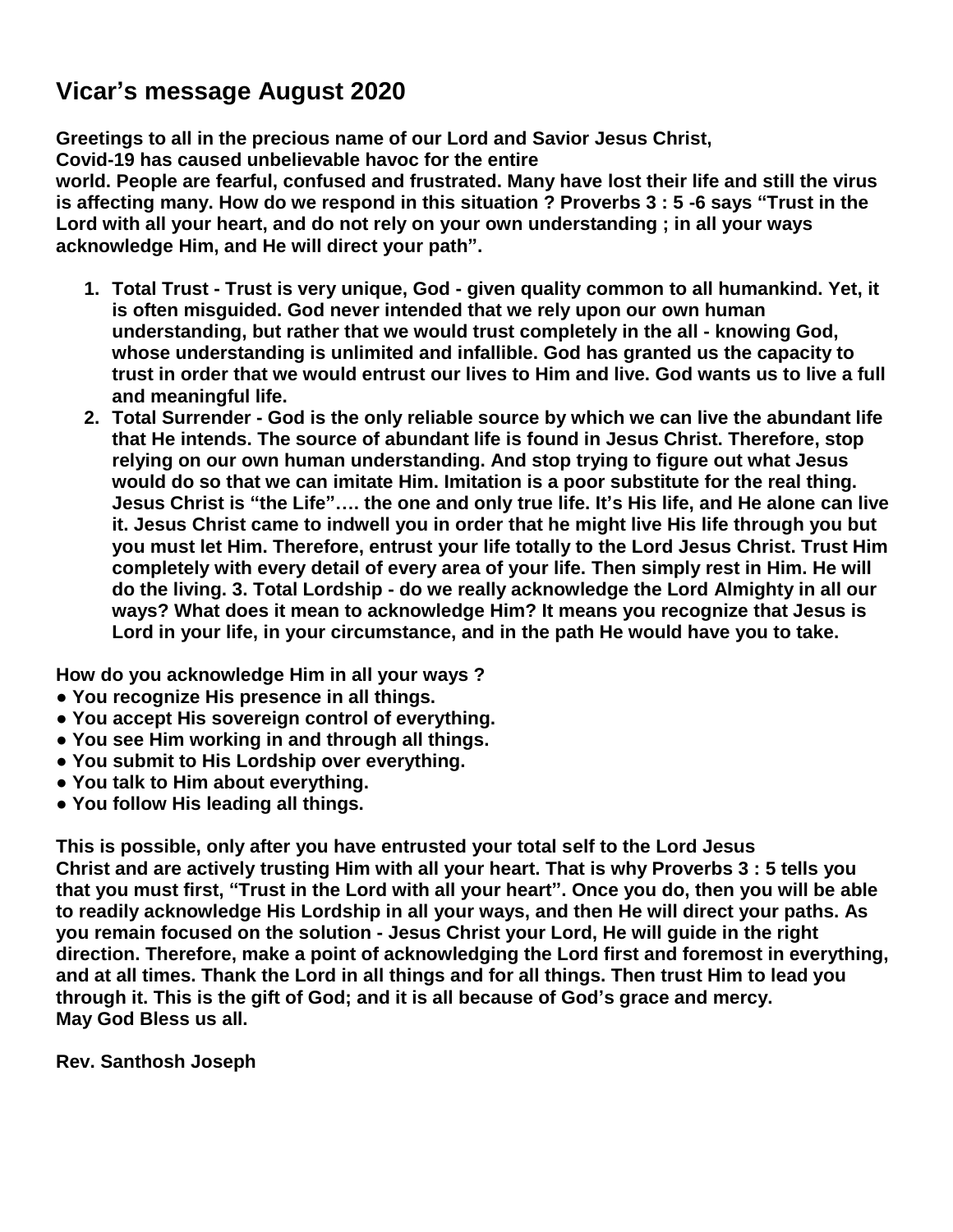# Vicar's message August 2020

**Greetings to all in the precious name of our Lord and Savior Jesus Christ,**
**Covid-19 has caused unbelievable havoc for the entire world. People are fearful, confused and frustrated. Many have lost their life and still the virus is affecting many. How do we respond in this situation ? Proverbs 3 : 5 -6 says "Trust in the Lord with all your heart, and do not rely on your own understanding ; in all your ways acknowledge Him, and He will direct your path".**

1. **Total Trust - Trust is very unique, God - given quality common to all humankind. Yet, it is often misguided. God never intended that we rely upon our own human understanding, but rather that we would trust completely in the all - knowing God, whose understanding is unlimited and infallible. God has granted us the capacity to trust in order that we would entrust our lives to Him and live. God wants us to live a full and meaningful life.**
2. **Total Surrender - God is the only reliable source by which we can live the abundant life that He intends. The source of abundant life is found in Jesus Christ. Therefore, stop relying on our own human understanding. And stop trying to figure out what Jesus would do so that we can imitate Him. Imitation is a poor substitute for the real thing. Jesus Christ is "the Life"…. the one and only true life. It's His life, and He alone can live it. Jesus Christ came to indwell you in order that he might live His life through you but you must let Him. Therefore, entrust your life totally to the Lord Jesus Christ. Trust Him completely with every detail of every area of your life. Then simply rest in Him. He will do the living. 3. Total Lordship - do we really acknowledge the Lord Almighty in all our ways? What does it mean to acknowledge Him? It means you recognize that Jesus is Lord in your life, in your circumstance, and in the path He would have you to take.**

**How do you acknowledge Him in all your ways ?**
- **You recognize His presence in all things.**
- **You accept His sovereign control of everything.**
- **You see Him working in and through all things.**
- **You submit to His Lordship over everything.**
- **You talk to Him about everything.**
- **You follow His leading all things.**

**This is possible, only after you have entrusted your total self to the Lord Jesus Christ and are actively trusting Him with all your heart. That is why Proverbs 3 : 5 tells you that you must first, "Trust in the Lord with all your heart". Once you do, then you will be able to readily acknowledge His Lordship in all your ways, and then He will direct your paths. As you remain focused on the solution - Jesus Christ your Lord, He will guide in the right direction. Therefore, make a point of acknowledging the Lord first and foremost in everything, and at all times. Thank the Lord in all things and for all things. Then trust Him to lead you through it. This is the gift of God; and it is all because of God's grace and mercy.**
**May God Bless us all.**

**Rev. Santhosh Joseph**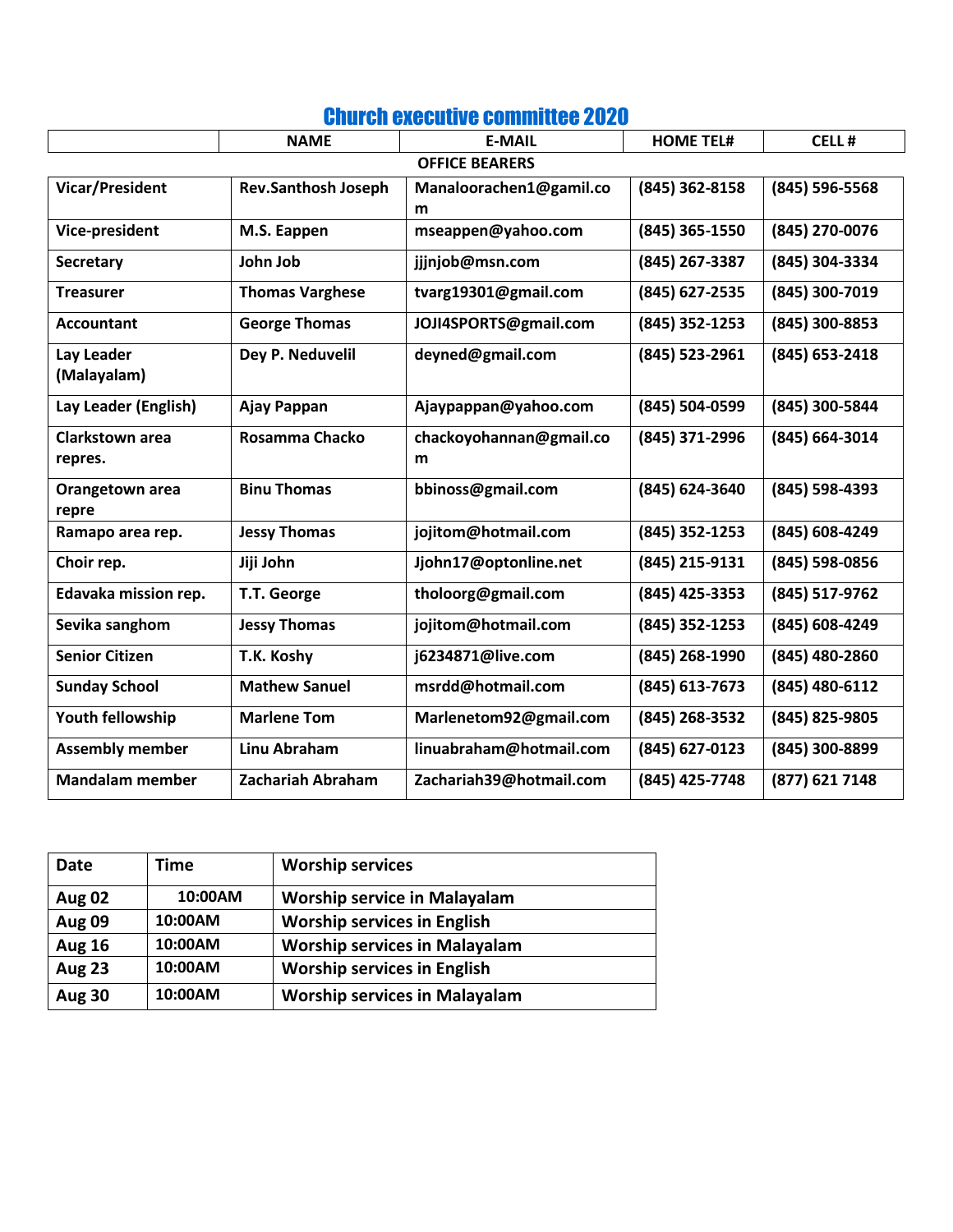## Church executive committee 2020

| | NAME | E-MAIL | HOME TEL# | CELL # |
|---|---|---|---|---|
| | | **OFFICE BEARERS** | | |
| **Vicar/President** | **Rev.Santhosh Joseph** | **Manaloorachen1@gamil.com** | **(845) 362-8158** | **(845) 596-5568** |
| **Vice-president** | **M.S. Eappen** | **mseappen@yahoo.com** | **(845) 365-1550** | **(845) 270-0076** |
| **Secretary** | **John Job** | **jjjnjob@msn.com** | **(845) 267-3387** | **(845) 304-3334** |
| **Treasurer** | **Thomas Varghese** | **tvarg19301@gmail.com** | **(845) 627-2535** | **(845) 300-7019** |
| **Accountant** | **George Thomas** | **JOJI4SPORTS@gmail.com** | **(845) 352-1253** | **(845) 300-8853** |
| **Lay Leader (Malayalam)** | **Dey P. Neduvelil** | **deyned@gmail.com** | **(845) 523-2961** | **(845) 653-2418** |
| **Lay Leader (English)** | **Ajay Pappan** | **Ajaypappan@yahoo.com** | **(845) 504-0599** | **(845) 300-5844** |
| **Clarkstown area repres.** | **Rosamma Chacko** | **chackoyohannan@gmail.com** | **(845) 371-2996** | **(845) 664-3014** |
| **Orangetown area repre** | **Binu Thomas** | **bbinoss@gmail.com** | **(845) 624-3640** | **(845) 598-4393** |
| **Ramapo area rep.** | **Jessy Thomas** | **jojitom@hotmail.com** | **(845) 352-1253** | **(845) 608-4249** |
| **Choir rep.** | **Jiji John** | **Jjohn17@optonline.net** | **(845) 215-9131** | **(845) 598-0856** |
| **Edavaka mission rep.** | **T.T. George** | **tholoorg@gmail.com** | **(845) 425-3353** | **(845) 517-9762** |
| **Sevika sanghom** | **Jessy Thomas** | **jojitom@hotmail.com** | **(845) 352-1253** | **(845) 608-4249** |
| **Senior Citizen** | **T.K. Koshy** | **j6234871@live.com** | **(845) 268-1990** | **(845) 480-2860** |
| **Sunday School** | **Mathew Sanuel** | **msrdd@hotmail.com** | **(845) 613-7673** | **(845) 480-6112** |
| **Youth fellowship** | **Marlene Tom** | **Marlenetom92@gmail.com** | **(845) 268-3532** | **(845) 825-9805** |
| **Assembly member** | **Linu Abraham** | **linuabraham@hotmail.com** | **(845) 627-0123** | **(845) 300-8899** |
| **Mandalam member** | **Zachariah Abraham** | **Zachariah39@hotmail.com** | **(845) 425-7748** | **(877) 621 7148** |

| Date | Time | Worship services |
|---|---|---|
| **Aug 02** | **10:00AM** | **Worship service in Malayalam** |
| **Aug 09** | **10:00AM** | **Worship services in English** |
| **Aug 16** | **10:00AM** | **Worship services in Malayalam** |
| **Aug 23** | **10:00AM** | **Worship services in English** |
| **Aug 30** | **10:00AM** | **Worship services in Malayalam** |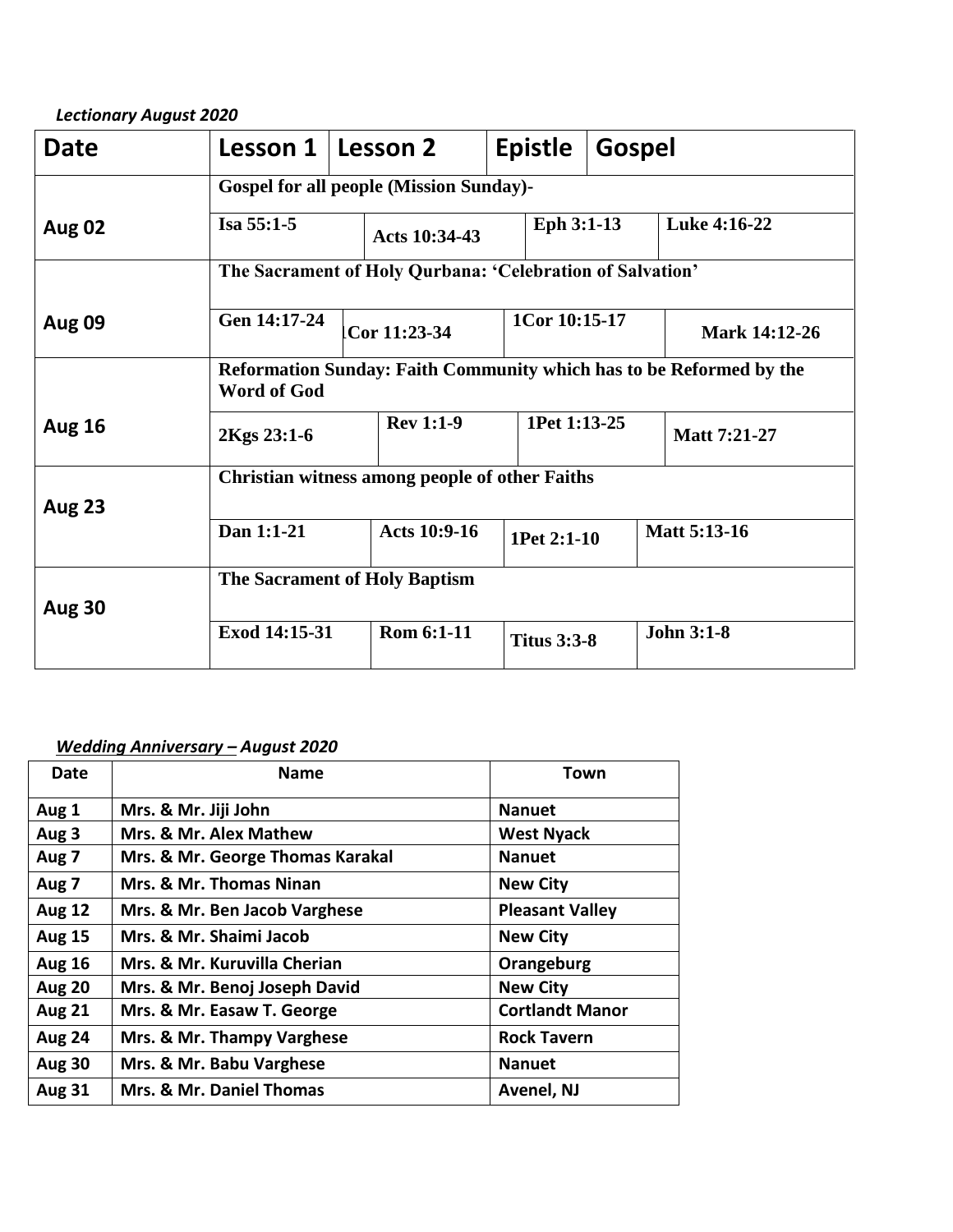***Lectionary August 2020***

| Date | Lesson 1 | Lesson 2 | Epistle | Gospel |
|---|---|---|---|---|
| Aug 02 | **Gospel for all people (Mission Sunday)-** | | | |
| | **Isa 55:1-5** | **Acts 10:34-43** | **Eph 3:1-13** | **Luke 4:16-22** |
| Aug 09 | **The Sacrament of Holy Qurbana: 'Celebration of Salvation'** | | | |
| | **Gen 14:17-24** | **1Cor 11:23-34** | **1Cor 10:15-17** | **Mark 14:12-26** |
| Aug 16 | **Reformation Sunday: Faith Community which has to be Reformed by the Word of God** | | | |
| | **2Kgs 23:1-6** | **Rev 1:1-9** | **1Pet 1:13-25** | **Matt 7:21-27** |
| Aug 23 | **Christian witness among people of other Faiths** | | | |
| | **Dan 1:1-21** | **Acts 10:9-16** | **1Pet 2:1-10** | **Matt 5:13-16** |
| Aug 30 | **The Sacrament of Holy Baptism** | | | |
| | **Exod 14:15-31** | **Rom 6:1-11** | **Titus 3:3-8** | **John 3:1-8** |

***Wedding Anniversary – August 2020***

| Date | Name | Town |
|---|---|---|
| Aug 1 | Mrs. & Mr. Jiji John | Nanuet |
| Aug 3 | Mrs. & Mr. Alex Mathew | West Nyack |
| Aug 7 | Mrs. & Mr. George Thomas Karakal | Nanuet |
| Aug 7 | Mrs. & Mr. Thomas Ninan | New City |
| Aug 12 | Mrs. & Mr. Ben Jacob Varghese | Pleasant Valley |
| Aug 15 | Mrs. & Mr. Shaimi Jacob | New City |
| Aug 16 | Mrs. & Mr. Kuruvilla Cherian | Orangeburg |
| Aug 20 | Mrs. & Mr. Benoj Joseph David | New City |
| Aug 21 | Mrs. & Mr. Easaw T. George | Cortlandt Manor |
| Aug 24 | Mrs. & Mr. Thampy Varghese | Rock Tavern |
| Aug 30 | Mrs. & Mr. Babu Varghese | Nanuet |
| Aug 31 | Mrs. & Mr. Daniel Thomas | Avenel, NJ |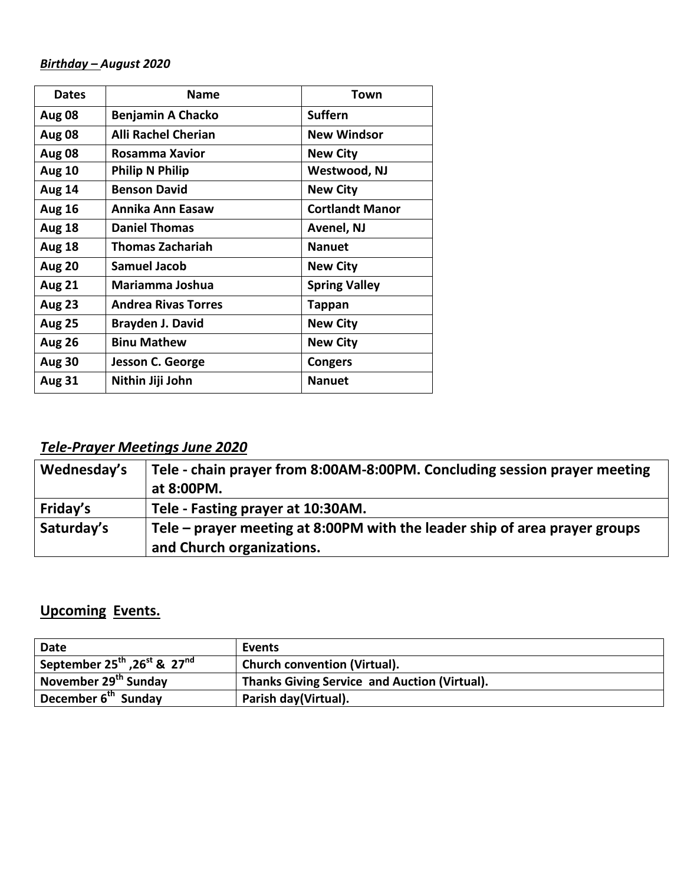***Birthday – August 2020***

| Dates | Name | Town |
|---|---|---|
| **Aug 08** | **Benjamin A Chacko** | **Suffern** |
| **Aug 08** | **Alli Rachel Cherian** | **New Windsor** |
| **Aug 08** | **Rosamma Xavior** | **New City** |
| **Aug 10** | **Philip N Philip** | **Westwood, NJ** |
| **Aug 14** | **Benson David** | **New City** |
| **Aug 16** | **Annika Ann Easaw** | **Cortlandt Manor** |
| **Aug 18** | **Daniel Thomas** | **Avenel, NJ** |
| **Aug 18** | **Thomas Zachariah** | **Nanuet** |
| **Aug 20** | **Samuel Jacob** | **New City** |
| **Aug 21** | **Mariamma Joshua** | **Spring Valley** |
| **Aug 23** | **Andrea Rivas Torres** | **Tappan** |
| **Aug 25** | **Brayden J. David** | **New City** |
| **Aug 26** | **Binu Mathew** | **New City** |
| **Aug 30** | **Jesson C. George** | **Congers** |
| **Aug 31** | **Nithin Jiji John** | **Nanuet** |

## *Tele-Prayer Meetings June 2020*

| | |
|---|---|
| **Wednesday's** | **Tele - chain prayer from 8:00AM-8:00PM. Concluding session prayer meeting at 8:00PM.** |
| **Friday's** | **Tele - Fasting prayer at 10:30AM.** |
| **Saturday's** | **Tele – prayer meeting at 8:00PM with the leader ship of area prayer groups and Church organizations.** |

## Upcoming Events.

| Date | Events |
|---|---|
| **September 25th ,26st & 27nd** | **Church convention (Virtual).** |
| **November 29th Sunday** | **Thanks Giving Service and Auction (Virtual).** |
| **December 6th Sunday** | **Parish day(Virtual).** |